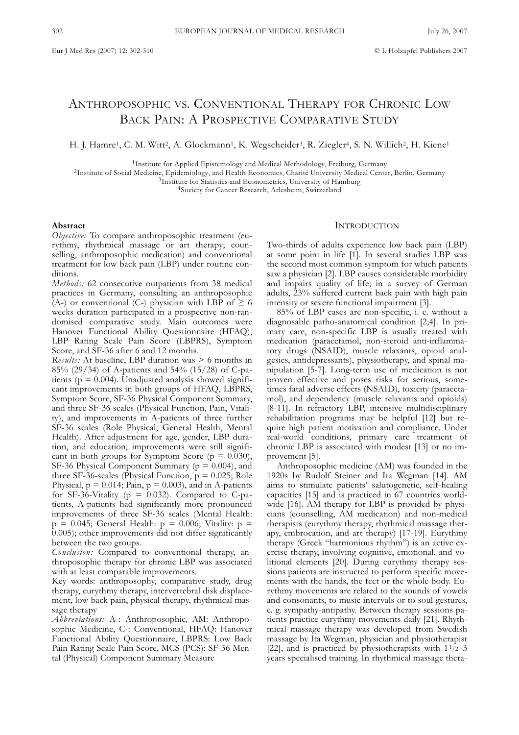# Anthroposophic vs. Conventional Therapy for Chronic Low Back Pain: A Prospective Comparative Study

H. J. Hamre[1], C. M. Witt[2], A. Glockmann[1], K. Wegscheider[3], R. Ziegler[4], S. N. Willich[2], H. Kiene[1]

[1]Institute for Applied Epistemology and Medical Methodology, Freiburg, Germany
[2]Institute of Social Medicine, Epidemiology, and Health Economics, Charité University Medical Center, Berlin, Germany
[3]Institute for Statistics and Econometrics, University of Hamburg
[4]Society for Cancer Research, Arlesheim, Switzerland

### Abstract

*Objective:* To compare anthroposophic treatment (eurythmy, rhythmical massage or art therapy; counselling, anthroposophic medication) and conventional treatment for low back pain (LBP) under routine conditions.

*Methods:* 62 consecutive outpatients from 38 medical practices in Germany, consulting an anthroposophic (A-) or conventional (C-) physician with LBP of ≥ 6 weeks duration participated in a prospective non-randomised comparative study. Main outcomes were Hanover Functional Ability Questionnaire (HFAQ), LBP Rating Scale Pain Score (LBPRS), Symptom Score, and SF-36 after 6 and 12 months.

*Results:* At baseline, LBP duration was > 6 months in 85% (29/34) of A-patients and 54% (15/28) of C-patients ($p = 0.004$). Unadjusted analysis showed significant improvements in both groups of HFAQ, LBPRS, Symptom Score, SF-36 Physical Component Summary, and three SF-36 scales (Physical Function, Pain, Vitality), and improvements in A-patients of three further SF-36 scales (Role Physical, General Health, Mental Health). After adjustment for age, gender, LBP duration, and education, improvements were still significant in both groups for Symptom Score ($p = 0.030$), SF-36 Physical Component Summary ($p = 0.004$), and three SF-36-scales (Physical Function, $p = 0.025$; Role Physical, $p = 0.014$; Pain, $p = 0.003$), and in A-patients for SF-36-Vitality ($p = 0.032$). Compared to C-patients, A-patients had significantly more pronounced improvements of three SF-36 scales (Mental Health: $p = 0.045$; General Health: $p = 0.006$; Vitality: $p = 0.005$); other improvements did not differ significantly between the two groups.

*Conclusion:* Compared to conventional therapy, anthroposophic therapy for chronic LBP was associated with at least comparable improvements.

Key words: anthroposophy, comparative study, drug therapy, eurythmy therapy, intervertebral disk displacement, low back pain, physical therapy, rhythmical massage therapy

*Abbreviations:* A-: Anthroposophic, AM: Anthroposophic Medicine, C-: Conventional, HFAQ: Hanover Functional Ability Questionnaire, LBPRS: Low Back Pain Rating Scale Pain Score, MCS (PCS): SF-36 Mental (Physical) Component Summary Measure

## Introduction

Two-thirds of adults experience low back pain (LBP) at some point in life [1]. In several studies LBP was the second most common symptom for which patients saw a physician [2]. LBP causes considerable morbidity and impairs quality of life; in a survey of German adults, 23% suffered current back pain with high pain intensity or severe functional impairment [3].

85% of LBP cases are non-specific, i. e. without a diagnosable patho-anatomical condition [2;4]. In primary care, non-specific LBP is usually treated with medication (paracetamol, non-steroid anti-inflammatory drugs (NSAID), muscle relaxants, opioid analgesics, antidepressants), physiotherapy, and spinal manipulation [5-7]. Long-term use of medication is not proven effective and poses risks for serious, sometimes fatal adverse effects (NSAID), toxicity (paracetamol), and dependency (muscle relaxants and opioids) [8-11]. In refractory LBP, intensive multidisciplinary rehabilitation programs may be helpful [12] but require high patient motivation and compliance. Under real-world conditions, primary care treatment of chronic LBP is associated with modest [13] or no improvement [5].

Anthroposophic medicine (AM) was founded in the 1920s by Rudolf Steiner and Ita Wegman [14]. AM aims to stimulate patients' salutogenetic, self-healing capacities [15] and is practiced in 67 countries worldwide [16]. AM therapy for LBP is provided by physicians (counselling, AM medication) and non-medical therapists (eurythmy therapy, rhythmical massage therapy, embrocation, and art therapy) [17-19]. Eurythmy therapy (Greek "harmonious rhythm") is an active exercise therapy, involving cognitive, emotional, and volitional elements [20]. During eurythmy therapy sessions patients are instructed to perform specific movements with the hands, the feet or the whole body. Eurythmy movements are related to the sounds of vowels and consonants, to music intervals or to soul gestures, e. g. sympathy-antipathy. Between therapy sessions patients practice eurythmy movements daily [21]. Rhythmical massage therapy was developed from Swedish massage by Ita Wegman, physician and physiotherapist [22], and is practiced by physiotherapists with 1½-3 years specialised training. In rhythmical massage thera-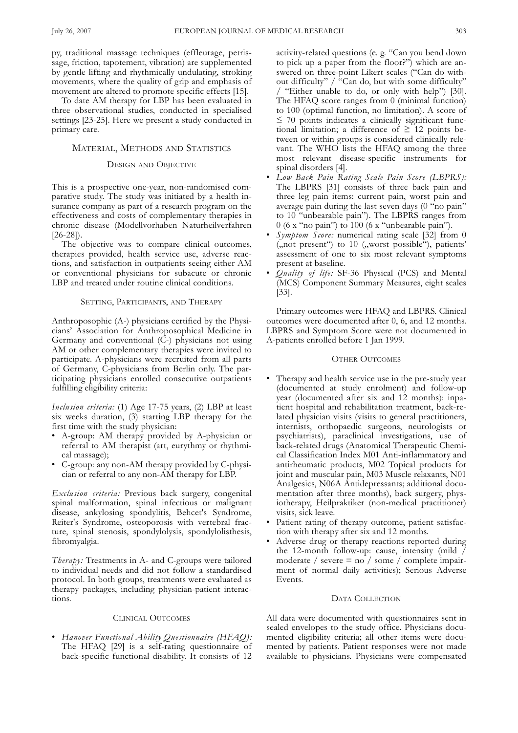py, traditional massage techniques (effleurage, petrissage, friction, tapotement, vibration) are supplemented by gentle lifting and rhythmically undulating, stroking movements, where the quality of grip and emphasis of movement are altered to promote specific effects [15].

To date AM therapy for LBP has been evaluated in three observational studies, conducted in specialised settings [23-25]. Here we present a study conducted in primary care.

## Material, Methods and Statistics

### Design and Objective

This is a prospective one-year, non-randomised comparative study. The study was initiated by a health insurance company as part of a research program on the effectiveness and costs of complementary therapies in chronic disease (Modellvorhaben Naturheilverfahren [26-28]).

The objective was to compare clinical outcomes, therapies provided, health service use, adverse reactions, and satisfaction in outpatients seeing either AM or conventional physicians for subacute or chronic LBP and treated under routine clinical conditions.

### Setting, Participants, and Therapy

Anthroposophic (A-) physicians certified by the Physicians' Association for Anthroposophical Medicine in Germany and conventional (C-) physicians not using AM or other complementary therapies were invited to participate. A-physicians were recruited from all parts of Germany, C-physicians from Berlin only. The participating physicians enrolled consecutive outpatients fulfilling eligibility criteria:

*Inclusion criteria:* (1) Age 17-75 years, (2) LBP at least six weeks duration, (3) starting LBP therapy for the first time with the study physician:

- A-group: AM therapy provided by A-physician or referral to AM therapist (art, eurythmy or rhythmical massage);
- C-group: any non-AM therapy provided by C-physician or referral to any non-AM therapy for LBP.

*Exclusion criteria:* Previous back surgery, congenital spinal malformation, spinal infectious or malignant disease, ankylosing spondylitis, Behcet's Syndrome, Reiter's Syndrome, osteoporosis with vertebral fracture, spinal stenosis, spondylolysis, spondylolisthesis, fibromyalgia.

*Therapy:* Treatments in A- and C-groups were tailored to individual needs and did not follow a standardised protocol. In both groups, treatments were evaluated as therapy packages, including physician-patient interactions.

### Clinical Outcomes

- *Hanover Functional Ability Questionnaire (HFAQ):* The HFAQ [29] is a self-rating questionnaire of back-specific functional disability. It consists of 12 activity-related questions (e. g. "Can you bend down to pick up a paper from the floor?") which are answered on three-point Likert scales ("Can do without difficulty" / "Can do, but with some difficulty" / "Either unable to do, or only with help") [30]. The HFAQ score ranges from 0 (minimal function) to 100 (optimal function, no limitation). A score of $\leq$ 70 points indicates a clinically significant functional limitation; a difference of $\geq$ 12 points between or within groups is considered clinically relevant. The WHO lists the HFAQ among the three most relevant disease-specific instruments for spinal disorders [4].
- *Low Back Pain Rating Scale Pain Score (LBPRS):* The LBPRS [31] consists of three back pain and three leg pain items: current pain, worst pain and average pain during the last seven days (0 "no pain" to 10 "unbearable pain"). The LBPRS ranges from 0 (6 x "no pain") to 100 (6 x "unbearable pain").
- *Symptom Score:* numerical rating scale [32] from 0 („not present") to 10 („worst possible"), patients' assessment of one to six most relevant symptoms present at baseline.
- *Quality of life:* SF-36 Physical (PCS) and Mental (MCS) Component Summary Measures, eight scales [33].

Primary outcomes were HFAQ and LBPRS. Clinical outcomes were documented after 0, 6, and 12 months. LBPRS and Symptom Score were not documented in A-patients enrolled before 1 Jan 1999.

### Other Outcomes

- Therapy and health service use in the pre-study year (documented at study enrolment) and follow-up year (documented after six and 12 months): inpatient hospital and rehabilitation treatment, back-related physician visits (visits to general practitioners, internists, orthopaedic surgeons, neurologists or psychiatrists), paraclinical investigations, use of back-related drugs (Anatomical Therapeutic Chemical Classification Index M01 Anti-inflammatory and antirheumatic products, M02 Topical products for joint and muscular pain, M03 Muscle relaxants, N01 Analgesics, N06A Antidepressants; additional documentation after three months), back surgery, physiotherapy, Heilpraktiker (non-medical practitioner) visits, sick leave.
- Patient rating of therapy outcome, patient satisfaction with therapy after six and 12 months.
- Adverse drug or therapy reactions reported during the 12-month follow-up: cause, intensity (mild / moderate / severe = no / some / complete impairment of normal daily activities); Serious Adverse Events.

### Data Collection

All data were documented with questionnaires sent in sealed envelopes to the study office. Physicians documented eligibility criteria; all other items were documented by patients. Patient responses were not made available to physicians. Physicians were compensated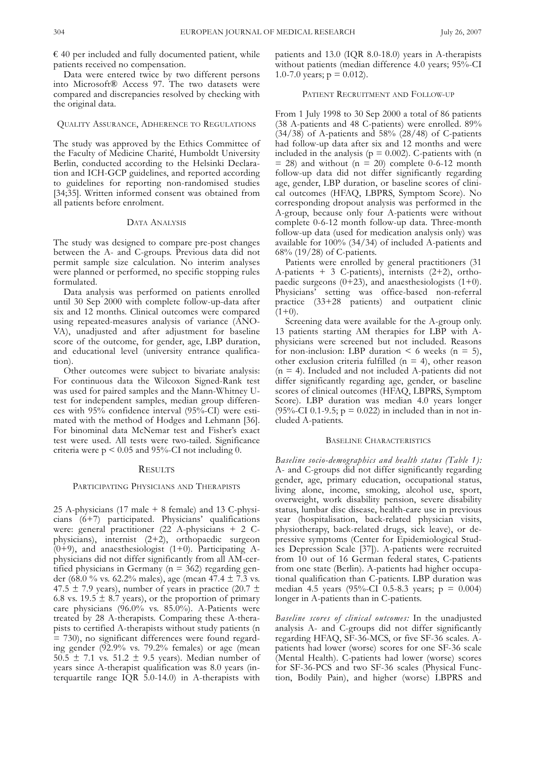€ 40 per included and fully documented patient, while patients received no compensation.

Data were entered twice by two different persons into Microsoft® Access 97. The two datasets were compared and discrepancies resolved by checking with the original data.

### Quality Assurance, Adherence to Regulations

The study was approved by the Ethics Committee of the Faculty of Medicine Charité, Humboldt University Berlin, conducted according to the Helsinki Declaration and ICH-GCP guidelines, and reported according to guidelines for reporting non-randomised studies [34;35]. Written informed consent was obtained from all patients before enrolment.

### Data Analysis

The study was designed to compare pre-post changes between the A- and C-groups. Previous data did not permit sample size calculation. No interim analyses were planned or performed, no specific stopping rules formulated.

Data analysis was performed on patients enrolled until 30 Sep 2000 with complete follow-up-data after six and 12 months. Clinical outcomes were compared using repeated-measures analysis of variance (ANOVA), unadjusted and after adjustment for baseline score of the outcome, for gender, age, LBP duration, and educational level (university entrance qualification).

Other outcomes were subject to bivariate analysis: For continuous data the Wilcoxon Signed-Rank test was used for paired samples and the Mann-Whitney U-test for independent samples, median group differences with 95% confidence interval (95%-CI) were estimated with the method of Hodges and Lehmann [36]. For binominal data McNemar test and Fisher's exact test were used. All tests were two-tailed. Significance criteria were $p < 0.05$ and 95%-CI not including 0.

## Results

### Participating Physicians and Therapists

25 A-physicians (17 male + 8 female) and 13 C-physicians (6+7) participated. Physicians' qualifications were: general practitioner (22 A-physicians + 2 C-physicians), internist (2+2), orthopaedic surgeon (0+9), and anaesthesiologist (1+0). Participating A-physicians did not differ significantly from all AM-certified physicians in Germany (n = 362) regarding gender (68.0 % vs. 62.2% males), age (mean 47.4 ± 7.3 vs. 47.5 ± 7.9 years), number of years in practice (20.7 ± 6.8 vs. 19.5 ± 8.7 years), or the proportion of primary care physicians (96.0% vs. 85.0%). A-Patients were treated by 28 A-therapists. Comparing these A-therapists to certified A-therapists without study patients (n = 730), no significant differences were found regarding gender (92.9% vs. 79.2% females) or age (mean 50.5 ± 7.1 vs. 51.2 ± 9.5 years). Median number of years since A-therapist qualification was 8.0 years (interquartile range IQR 5.0-14.0) in A-therapists with patients and 13.0 (IQR 8.0-18.0) years in A-therapists without patients (median difference 4.0 years; 95%-CI 1.0-7.0 years; p = 0.012).

### Patient Recruitment and Follow-up

From 1 July 1998 to 30 Sep 2000 a total of 86 patients (38 A-patients and 48 C-patients) were enrolled. 89% (34/38) of A-patients and 58% (28/48) of C-patients had follow-up data after six and 12 months and were included in the analysis (p = 0.002). C-patients with (n = 28) and without (n = 20) complete 0-6-12 month follow-up data did not differ significantly regarding age, gender, LBP duration, or baseline scores of clinical outcomes (HFAQ, LBPRS, Symptom Score). No corresponding dropout analysis was performed in the A-group, because only four A-patients were without complete 0-6-12 month follow-up data. Three-month follow-up data (used for medication analysis only) was available for 100% (34/34) of included A-patients and 68% (19/28) of C-patients.

Patients were enrolled by general practitioners (31 A-patients + 3 C-patients), internists (2+2), orthopaedic surgeons (0+23), and anaesthesiologists (1+0). Physicians' setting was office-based non-referral practice (33+28 patients) and outpatient clinic (1+0).

Screening data were available for the A-group only. 13 patients starting AM therapies for LBP with A-physicians were screened but not included. Reasons for non-inclusion: LBP duration < 6 weeks (n = 5), other exclusion criteria fulfilled (n = 4), other reason (n = 4). Included and not included A-patients did not differ significantly regarding age, gender, or baseline scores of clinical outcomes (HFAQ, LBPRS, Symptom Score). LBP duration was median 4.0 years longer (95%-CI 0.1-9.5; p = 0.022) in included than in not included A-patients.

### Baseline Characteristics

*Baseline socio-demographics and health status (Table 1):* A- and C-groups did not differ significantly regarding gender, age, primary education, occupational status, living alone, income, smoking, alcohol use, sport, overweight, work disability pension, severe disability status, lumbar disc disease, health-care use in previous year (hospitalisation, back-related physician visits, physiotherapy, back-related drugs, sick leave), or depressive symptoms (Center for Epidemiological Studies Depression Scale [37]). A-patients were recruited from 10 out of 16 German federal states, C-patients from one state (Berlin). A-patients had higher occupational qualification than C-patients. LBP duration was median 4.5 years (95%-CI 0.5-8.3 years; p = 0.004) longer in A-patients than in C-patients.

*Baseline scores of clinical outcomes:* In the unadjusted analysis A- and C-groups did not differ significantly regarding HFAQ, SF-36-MCS, or five SF-36 scales. A-patients had lower (worse) scores for one SF-36 scale (Mental Health). C-patients had lower (worse) scores for SF-36-PCS and two SF-36 scales (Physical Function, Bodily Pain), and higher (worse) LBPRS and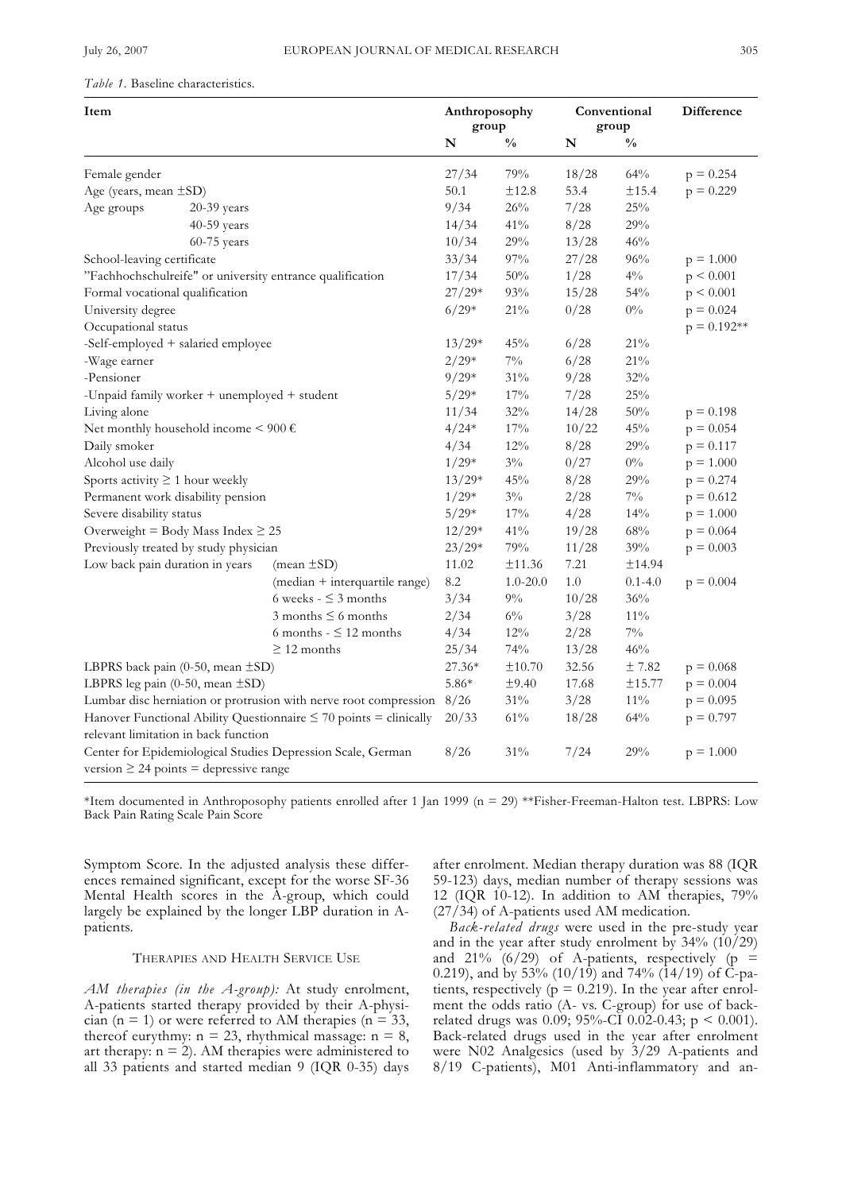*Table 1.* Baseline characteristics.

| Item | | Anthroposophy group N | % | Conventional group N | % | Difference |
|---|---|---|---|---|---|---|
| Female gender | | 27/34 | 79% | 18/28 | 64% | p = 0.254 |
| Age (years, mean ±SD) | | 50.1 | ±12.8 | 53.4 | ±15.4 | p = 0.229 |
| Age groups | 20-39 years | 9/34 | 26% | 7/28 | 25% | |
| | 40-59 years | 14/34 | 41% | 8/28 | 29% | |
| | 60-75 years | 10/34 | 29% | 13/28 | 46% | |
| School-leaving certificate | | 33/34 | 97% | 27/28 | 96% | p = 1.000 |
| "Fachhochschulreife" or university entrance qualification | | 17/34 | 50% | 1/28 | 4% | p < 0.001 |
| Formal vocational qualification | | 27/29* | 93% | 15/28 | 54% | p < 0.001 |
| University degree | | 6/29* | 21% | 0/28 | 0% | p = 0.024 |
| Occupational status | | | | | | p = 0.192** |
| -Self-employed + salaried employee | | 13/29* | 45% | 6/28 | 21% | |
| -Wage earner | | 2/29* | 7% | 6/28 | 21% | |
| -Pensioner | | 9/29* | 31% | 9/28 | 32% | |
| -Unpaid family worker + unemployed + student | | 5/29* | 17% | 7/28 | 25% | |
| Living alone | | 11/34 | 32% | 14/28 | 50% | p = 0.198 |
| Net monthly household income < 900 € | | 4/24* | 17% | 10/22 | 45% | p = 0.054 |
| Daily smoker | | 4/34 | 12% | 8/28 | 29% | p = 0.117 |
| Alcohol use daily | | 1/29* | 3% | 0/27 | 0% | p = 1.000 |
| Sports activity ≥ 1 hour weekly | | 13/29* | 45% | 8/28 | 29% | p = 0.274 |
| Permanent work disability pension | | 1/29* | 3% | 2/28 | 7% | p = 0.612 |
| Severe disability status | | 5/29* | 17% | 4/28 | 14% | p = 1.000 |
| Overweight = Body Mass Index ≥ 25 | | 12/29* | 41% | 19/28 | 68% | p = 0.064 |
| Previously treated by study physician | | 23/29* | 79% | 11/28 | 39% | p = 0.003 |
| Low back pain duration in years | (mean ±SD) | 11.02 | ±11.36 | 7.21 | ±14.94 | |
| | (median + interquartile range) | 8.2 | 1.0-20.0 | 1.0 | 0.1-4.0 | p = 0.004 |
| | 6 weeks - ≤ 3 months | 3/34 | 9% | 10/28 | 36% | |
| | 3 months ≤ 6 months | 2/34 | 6% | 3/28 | 11% | |
| | 6 months - ≤ 12 months | 4/34 | 12% | 2/28 | 7% | |
| | ≥ 12 months | 25/34 | 74% | 13/28 | 46% | |
| LBPRS back pain (0-50, mean ±SD) | | 27.36* | ±10.70 | 32.56 | ± 7.82 | p = 0.068 |
| LBPRS leg pain (0-50, mean ±SD) | | 5.86* | ±9.40 | 17.68 | ±15.77 | p = 0.004 |
| Lumbar disc herniation or protrusion with nerve root compression | | 8/26 | 31% | 3/28 | 11% | p = 0.095 |
| Hanover Functional Ability Questionnaire ≤ 70 points = clinically relevant limitation in back function | | 20/33 | 61% | 18/28 | 64% | p = 0.797 |
| Center for Epidemiological Studies Depression Scale, German version ≥ 24 points = depressive range | | 8/26 | 31% | 7/24 | 29% | p = 1.000 |

*Item documented in Anthroposophy patients enrolled after 1 Jan 1999 (n = 29) **Fisher-Freeman-Halton test. LBPRS: Low Back Pain Rating Scale Pain Score

Symptom Score. In the adjusted analysis these differences remained significant, except for the worse SF-36 Mental Health scores in the A-group, which could largely be explained by the longer LBP duration in A-patients.

## THERAPIES AND HEALTH SERVICE USE

*AM therapies (in the A-group):* At study enrolment, A-patients started therapy provided by their A-physician (n = 1) or were referred to AM therapies (n = 33, thereof eurythmy: n = 23, rhythmical massage: n = 8, art therapy: n = 2). AM therapies were administered to all 33 patients and started median 9 (IQR 0-35) days after enrolment. Median therapy duration was 88 (IQR 59-123) days, median number of therapy sessions was 12 (IQR 10-12). In addition to AM therapies, 79% (27/34) of A-patients used AM medication.

*Back-related drugs* were used in the pre-study year and in the year after study enrolment by 34% (10/29) and 21% (6/29) of A-patients, respectively (p = 0.219), and by 53% (10/19) and 74% (14/19) of C-patients, respectively (p = 0.219). In the year after enrolment the odds ratio (A- vs. C-group) for use of back-related drugs was 0.09; 95%-CI 0.02-0.43; p < 0.001). Back-related drugs used in the year after enrolment were N02 Analgesics (used by 3/29 A-patients and 8/19 C-patients), M01 Anti-inflammatory and an-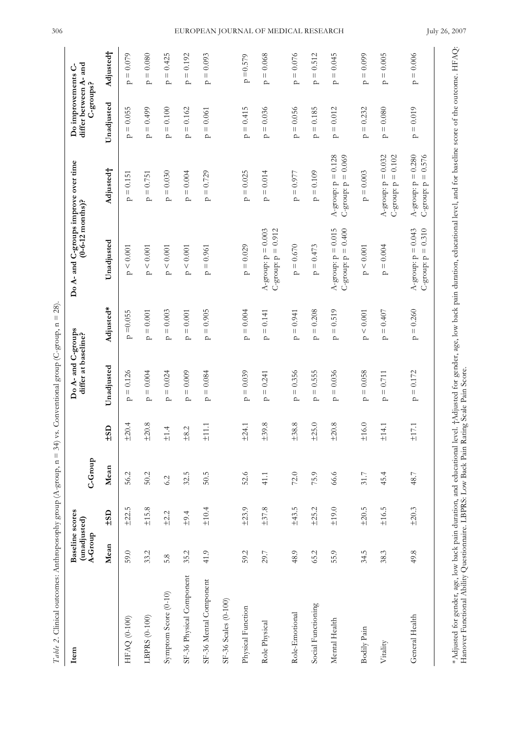*Table 2.* Clinical outcomes: Anthroposophy group (A-group, n = 34) vs. Conventional group (C-group, n = 28).

| Item | Baseline scores (unadjusted) A-Group | | C-Group | | Do A- and C-groups differ at baseline? | | Do A- and C-groups improve over time (0-6-12 months)? | | Do improvements C- differ between A- and C-groups? | |
|---|---|---|---|---|---|---|---|---|---|---|
| | Mean | ±SD | Mean | ±SD | Unadjusted | Adjusted* | Unadjusted | Adjusted† | Unadjusted | Adjusted† |
| HFAQ (0-100) | 59.0 | ±22.5 | 56.2 | ±20.4 | p = 0.126 | p = 0.055 | p < 0.001 | p = 0.151 | p = 0.055 | p = 0.079 |
| LBPRS (0-100) | 33.2 | ±15.8 | 50.2 | ±20.8 | p = 0.004 | p = 0.001 | p < 0.001 | p = 0.751 | p = 0.499 | p = 0.080 |
| Symptom Score (0-10) | 5.8 | ±2.2 | 6.2 | ±1.4 | p = 0.024 | p = 0.003 | p < 0.001 | p = 0.030 | p = 0.100 | p = 0.425 |
| SF-36 Physical Component | 35.2 | ±9.4 | 32.5 | ±8.2 | p = 0.009 | p = 0.001 | p < 0.001 | p = 0.004 | p = 0.162 | p = 0.192 |
| SF-36 Mental Component | 41.9 | ±10.4 | 50.5 | ±11.1 | p = 0.084 | p = 0.905 | p = 0.961 | p = 0.729 | p = 0.061 | p = 0.093 |
| SF-36 Scales (0-100) | | | | | | | | | | |
| Physical Function | 59.2 | ±23.9 | 52.6 | ±24.1 | p = 0.039 | p = 0.004 | p = 0.029 | p = 0.025 | p = 0.415 | p = 0.579 |
| Role Physical | 29.7 | ±37.8 | 41.1 | ±39.8 | p = 0.241 | p = 0.141 | A-group: p = 0.003<br>C-group: p = 0.912 | p = 0.014 | p = 0.036 | p = 0.068 |
| Role-Emotional | 48.9 | ±43.5 | 72.0 | ±38.8 | p = 0.356 | p = 0.941 | p = 0.670 | p = 0.977 | p = 0.056 | p = 0.076 |
| Social Functioning | 65.2 | ±25.2 | 75.9 | ±25.0 | p = 0.555 | p = 0.208 | p = 0.473 | p = 0.109 | p = 0.185 | p = 0.512 |
| Mental Health | 55.9 | ±19.0 | 66.6 | ±20.8 | p = 0.036 | p = 0.519 | A-group: p = 0.015<br>C-group: p = 0.400 | A-group: p = 0.128<br>C-group: p = 0.069 | p = 0.012 | p = 0.045 |
| Bodily Pain | 34.5 | ±20.5 | 31.7 | ±16.0 | p = 0.058 | p < 0.001 | p < 0.001 | p = 0.003 | p = 0.232 | p = 0.099 |
| Vitality | 38.3 | ±16.5 | 45.4 | ±14.1 | p = 0.711 | p = 0.407 | p = 0.004 | A-group: p = 0.032<br>C-group: p = 0.102 | p = 0.080 | p = 0.005 |
| General Health | 49.8 | ±20.3 | 48.7 | ±17.1 | p = 0.172 | p = 0.260 | A-group: p = 0.043<br>C-group: p = 0.310 | A-group: p = 0.280<br>C-group: p = 0.576 | p = 0.019 | p = 0.006 |

*Adjusted for gender, age, low back pain duration, and educational level. †Adjusted for gender, age, low back pain duration, educational level, and for baseline score of the outcome. HFAQ: Hanover Functional Ability Questionnaire. LBPRS: Low Back Pain Rating Scale Pain Score.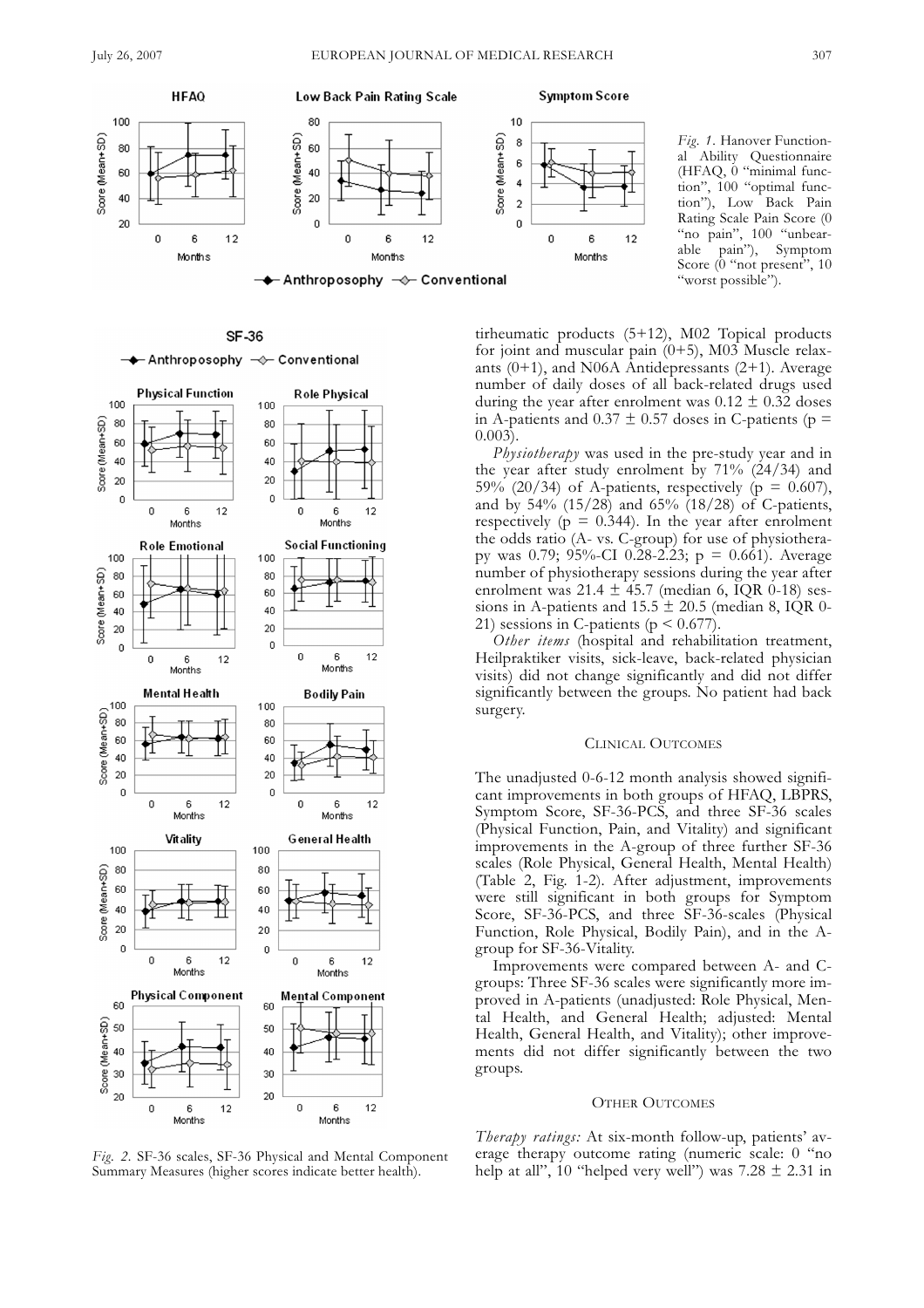*Fig. 1.* Hanover Functional Ability Questionnaire (HFAQ, 0 "minimal function", 100 "optimal function"), Low Back Pain Rating Scale Pain Score (0 "no pain", 100 "unbearable pain"), Symptom Score (0 "not present", 10 "worst possible").

*Fig. 2.* SF-36 scales, SF-36 Physical and Mental Component Summary Measures (higher scores indicate better health).

tirheumatic products (5+12), M02 Topical products for joint and muscular pain (0+5), M03 Muscle relaxants (0+1), and N06A Antidepressants (2+1). Average number of daily doses of all back-related drugs used during the year after enrolment was 0.12 ± 0.32 doses in A-patients and 0.37 ± 0.57 doses in C-patients ($p = 0.003$).

*Physiotherapy* was used in the pre-study year and in the year after study enrolment by 71% (24/34) and 59% (20/34) of A-patients, respectively ($p = 0.607$), and by 54% (15/28) and 65% (18/28) of C-patients, respectively ($p = 0.344$). In the year after enrolment the odds ratio (A- vs. C-group) for use of physiotherapy was 0.79; 95%-CI 0.28-2.23; $p = 0.661$). Average number of physiotherapy sessions during the year after enrolment was 21.4 ± 45.7 (median 6, IQR 0-18) sessions in A-patients and 15.5 ± 20.5 (median 8, IQR 0-21) sessions in C-patients ($p < 0.677$).

*Other items* (hospital and rehabilitation treatment, Heilpraktiker visits, sick-leave, back-related physician visits) did not change significantly and did not differ significantly between the groups. No patient had back surgery.

## Clinical Outcomes

The unadjusted 0-6-12 month analysis showed significant improvements in both groups of HFAQ, LBPRS, Symptom Score, SF-36-PCS, and three SF-36 scales (Physical Function, Pain, and Vitality) and significant improvements in the A-group of three further SF-36 scales (Role Physical, General Health, Mental Health) (Table 2, Fig. 1-2). After adjustment, improvements were still significant in both groups for Symptom Score, SF-36-PCS, and three SF-36-scales (Physical Function, Role Physical, Bodily Pain), and in the A-group for SF-36-Vitality.

Improvements were compared between A- and C-groups: Three SF-36 scales were significantly more improved in A-patients (unadjusted: Role Physical, Mental Health, and General Health; adjusted: Mental Health, General Health, and Vitality); other improvements did not differ significantly between the two groups.

## Other Outcomes

*Therapy ratings:* At six-month follow-up, patients' average therapy outcome rating (numeric scale: 0 "no help at all", 10 "helped very well") was 7.28 ± 2.31 in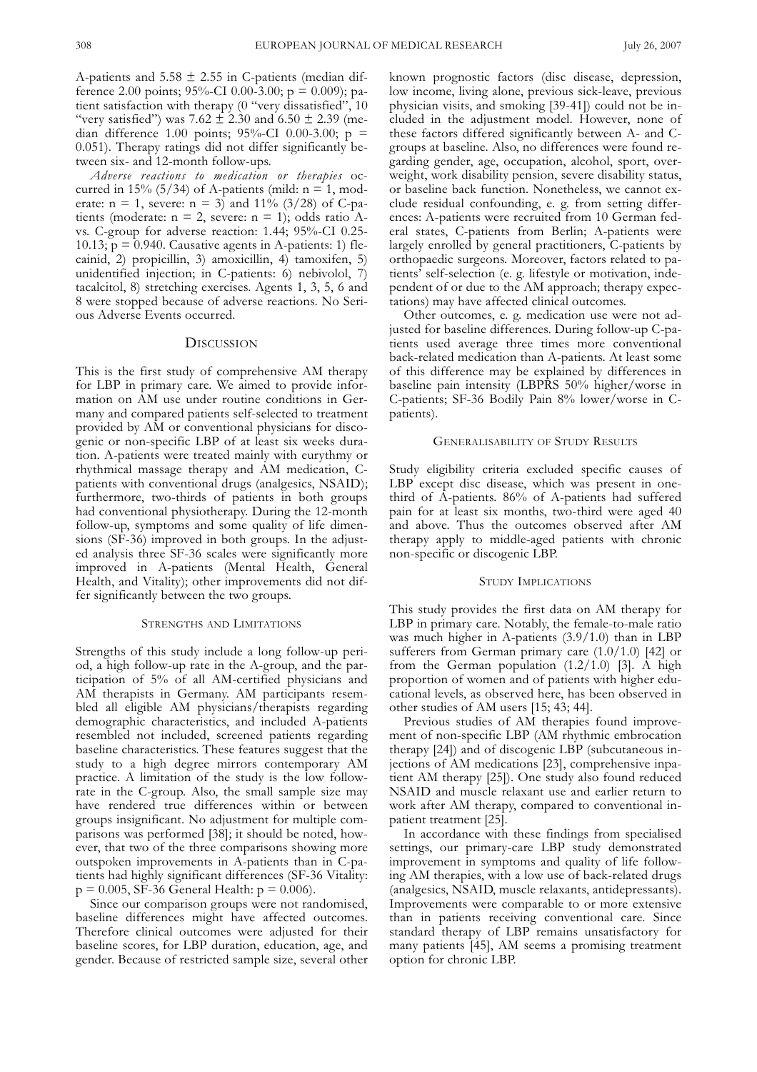A-patients and 5.58 ± 2.55 in C-patients (median difference 2.00 points; 95%-CI 0.00-3.00; $p = 0.009$); patient satisfaction with therapy (0 "very dissatisfied", 10 "very satisfied") was 7.62 ± 2.30 and 6.50 ± 2.39 (median difference 1.00 points; 95%-CI 0.00-3.00; $p = 0.051$). Therapy ratings did not differ significantly between six- and 12-month follow-ups.

*Adverse reactions to medication or therapies* occurred in 15% (5/34) of A-patients (mild: n = 1, moderate: n = 1, severe: n = 3) and 11% (3/28) of C-patients (moderate: n = 2, severe: n = 1); odds ratio A- vs. C-group for adverse reaction: 1.44; 95%-CI 0.25-10.13; $p = 0.940$. Causative agents in A-patients: 1) flecainid, 2) propicillin, 3) amoxicillin, 4) tamoxifen, 5) unidentified injection; in C-patients: 6) nebivolol, 7) tacalcitol, 8) stretching exercises. Agents 1, 3, 5, 6 and 8 were stopped because of adverse reactions. No Serious Adverse Events occurred.

## Discussion

This is the first study of comprehensive AM therapy for LBP in primary care. We aimed to provide information on AM use under routine conditions in Germany and compared patients self-selected to treatment provided by AM or conventional physicians for discogenic or non-specific LBP of at least six weeks duration. A-patients were treated mainly with eurythmy or rhythmical massage therapy and AM medication, C-patients with conventional drugs (analgesics, NSAID); furthermore, two-thirds of patients in both groups had conventional physiotherapy. During the 12-month follow-up, symptoms and some quality of life dimensions (SF-36) improved in both groups. In the adjusted analysis three SF-36 scales were significantly more improved in A-patients (Mental Health, General Health, and Vitality); other improvements did not differ significantly between the two groups.

### Strengths and Limitations

Strengths of this study include a long follow-up period, a high follow-up rate in the A-group, and the participation of 5% of all AM-certified physicians and AM therapists in Germany. AM participants resembled all eligible AM physicians/therapists regarding demographic characteristics, and included A-patients resembled not included, screened patients regarding baseline characteristics. These features suggest that the study to a high degree mirrors contemporary AM practice. A limitation of the study is the low follow-rate in the C-group. Also, the small sample size may have rendered true differences within or between groups insignificant. No adjustment for multiple comparisons was performed [38]; it should be noted, however, that two of the three comparisons showing more outspoken improvements in A-patients than in C-patients had highly significant differences (SF-36 Vitality: $p = 0.005$, SF-36 General Health: $p = 0.006$).

Since our comparison groups were not randomised, baseline differences might have affected outcomes. Therefore clinical outcomes were adjusted for their baseline scores, for LBP duration, education, age, and gender. Because of restricted sample size, several other known prognostic factors (disc disease, depression, low income, living alone, previous sick-leave, previous physician visits, and smoking [39-41]) could not be included in the adjustment model. However, none of these factors differed significantly between A- and C-groups at baseline. Also, no differences were found regarding gender, age, occupation, alcohol, sport, overweight, work disability pension, severe disability status, or baseline back function. Nonetheless, we cannot exclude residual confounding, e. g. from setting differences: A-patients were recruited from 10 German federal states, C-patients from Berlin; A-patients were largely enrolled by general practitioners, C-patients by orthopaedic surgeons. Moreover, factors related to patients' self-selection (e. g. lifestyle or motivation, independent of or due to the AM approach; therapy expectations) may have affected clinical outcomes.

Other outcomes, e. g. medication use were not adjusted for baseline differences. During follow-up C-patients used average three times more conventional back-related medication than A-patients. At least some of this difference may be explained by differences in baseline pain intensity (LBPRS 50% higher/worse in C-patients; SF-36 Bodily Pain 8% lower/worse in C-patients).

### Generalisability of Study Results

Study eligibility criteria excluded specific causes of LBP except disc disease, which was present in one-third of A-patients. 86% of A-patients had suffered pain for at least six months, two-third were aged 40 and above. Thus the outcomes observed after AM therapy apply to middle-aged patients with chronic non-specific or discogenic LBP.

### Study Implications

This study provides the first data on AM therapy for LBP in primary care. Notably, the female-to-male ratio was much higher in A-patients (3.9/1.0) than in LBP sufferers from German primary care (1.0/1.0) [42] or from the German population (1.2/1.0) [3]. A high proportion of women and of patients with higher educational levels, as observed here, has been observed in other studies of AM users [15; 43; 44].

Previous studies of AM therapies found improvement of non-specific LBP (AM rhythmic embrocation therapy [24]) and of discogenic LBP (subcutaneous injections of AM medications [23], comprehensive inpatient AM therapy [25]). One study also found reduced NSAID and muscle relaxant use and earlier return to work after AM therapy, compared to conventional inpatient treatment [25].

In accordance with these findings from specialised settings, our primary-care LBP study demonstrated improvement in symptoms and quality of life following AM therapies, with a low use of back-related drugs (analgesics, NSAID, muscle relaxants, antidepressants). Improvements were comparable to or more extensive than in patients receiving conventional care. Since standard therapy of LBP remains unsatisfactory for many patients [45], AM seems a promising treatment option for chronic LBP.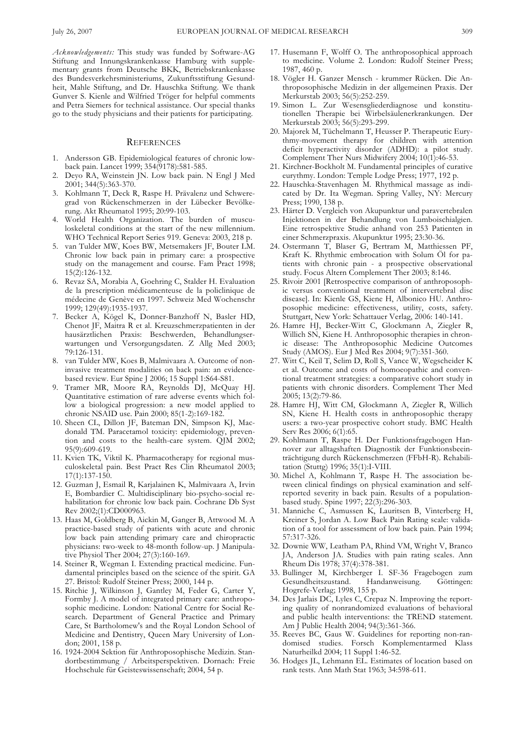*Acknowledgements:* This study was funded by Software-AG Stiftung and Innungskrankenkasse Hamburg with supplementary grants from Deutsche BKK, Betriebskrankenkasse des Bundesverkehrsministeriums, Zukunftsstiftung Gesundheit, Mahle Stiftung, and Dr. Hauschka Stiftung. We thank Gunver S. Kienle and Wilfried Tröger for helpful comments and Petra Siemers for technical assistance. Our special thanks go to the study physicians and their patients for participating.

## REFERENCES

1. Andersson GB. Epidemiological features of chronic low-back pain. Lancet 1999; 354(9178):581-585.
2. Deyo RA, Weinstein JN. Low back pain. N Engl J Med 2001; 344(5):363-370.
3. Kohlmann T, Deck R, Raspe H. Prävalenz und Schweregrad von Rückenschmerzen in der Lübecker Bevölkerung. Akt Rheumatol 1995; 20:99-103.
4. World Health Organization. The burden of musculoskeletal conditions at the start of the new millennium. WHO Technical Report Series 919. Geneva: 2003, 218 p.
5. van Tulder MW, Koes BW, Metsemakers JF, Bouter LM. Chronic low back pain in primary care: a prospective study on the management and course. Fam Pract 1998; 15(2):126-132.
6. Revaz SA, Morabia A, Goehring C, Stalder H. Evaluation de la prescription médicamenteuse de la policlinique de médecine de Genève en 1997. Schweiz Med Wochenschr 1999; 129(49):1935-1937.
7. Becker A, Kögel K, Donner-Banzhoff N, Basler HD, Chenot JF, Maitra R et al. Kreuzschmerzpatienten in der hausärztlichen Praxis: Beschwerden, Behandlungserwartungen und Versorgungsdaten. Z Allg Med 2003; 79:126-131.
8. van Tulder MW, Koes B, Malmivaara A. Outcome of non-invasive treatment modalities on back pain: an evidence-based review. Eur Spine J 2006; 15 Suppl 1:S64-S81.
9. Tramer MR, Moore RA, Reynolds DJ, McQuay HJ. Quantitative estimation of rare adverse events which follow a biological progression: a new model applied to chronic NSAID use. Pain 2000; 85(1-2):169-182.
10. Sheen CL, Dillon JF, Bateman DN, Simpson KJ, Macdonald TM. Paracetamol toxicity: epidemiology, prevention and costs to the health-care system. QJM 2002; 95(9):609-619.
11. Kvien TK, Viktil K. Pharmacotherapy for regional musculoskeletal pain. Best Pract Res Clin Rheumatol 2003; 17(1):137-150.
12. Guzman J, Esmail R, Karjalainen K, Malmivaara A, Irvin E, Bombardier C. Multidisciplinary bio-psycho-social rehabilitation for chronic low back pain. Cochrane Db Syst Rev 2002;(1):CD000963.
13. Haas M, Goldberg B, Aickin M, Ganger B, Attwood M. A practice-based study of patients with acute and chronic low back pain attending primary care and chiropractic physicians: two-week to 48-month follow-up. J Manipulative Physiol Ther 2004; 27(3):160-169.
14. Steiner R, Wegman I. Extending practical medicine. Fundamental principles based on the science of the spirit. GA 27. Bristol: Rudolf Steiner Press; 2000, 144 p.
15. Ritchie J, Wilkinson J, Gantley M, Feder G, Carter Y, Formby J. A model of integrated primary care: anthroposophic medicine. London: National Centre for Social Research. Department of General Practice and Primary Care, St Bartholomew's and the Royal London School of Medicine and Dentistry, Queen Mary University of London; 2001, 158 p.
16. 1924-2004 Sektion für Anthroposophische Medizin. Standortbestimmung / Arbeitsperspektiven. Dornach: Freie Hochschule für Geisteswissenschaft; 2004, 54 p.
17. Husemann F, Wolff O. The anthroposophical approach to medicine. Volume 2. London: Rudolf Steiner Press; 1987, 460 p.
18. Vögler H. Ganzer Mensch - krummer Rücken. Die Anthroposophische Medizin in der allgemeinen Praxis. Der Merkurstab 2003; 56(5):252-259.
19. Simon L. Zur Wesensgliederdiagnose und konstitutionellen Therapie bei Wirbelsäulenerkrankungen. Der Merkurstab 2003; 56(5):293-299.
20. Majorek M, Tüchelmann T, Heusser P. Therapeutic Eurythmy-movement therapy for children with attention deficit hyperactivity disorder (ADHD): a pilot study. Complement Ther Nurs Midwifery 2004; 10(1):46-53.
21. Kirchner-Bockholt M. Fundamental principles of curative eurythmy. London: Temple Lodge Press; 1977, 192 p.
22. Hauschka-Stavenhagen M. Rhythmical massage as indicated by Dr. Ita Wegman. Spring Valley, NY: Mercury Press; 1990, 138 p.
23. Härter D. Vergleich von Akupunktur und paravertebralen Injektionen in der Behandlung von Lumboischialgien. Eine retrospektive Studie anhand von 253 Patienten in einer Schmerzpraxis. Akupunktur 1995; 23:30-36.
24. Ostermann T, Blaser G, Bertram M, Matthiessen PF, Kraft K. Rhythmic embrocation with Solum Öl for patients with chronic pain - a prospective observational study. Focus Altern Complement Ther 2003; 8:146.
25. Rivoir 2001 [Retrospective comparison of anthroposophic versus conventional treatment of intervertebral disc disease]. In: Kienle GS, Kiene H, Albonico HU. Anthroposophic medicine: effectiveness, utility, costs, safety. Stuttgart, New York: Schattauer Verlag, 2006: 140-141.
26. Hamre HJ, Becker-Witt C, Glockmann A, Ziegler R, Willich SN, Kiene H. Anthroposophic therapies in chronic disease: The Anthroposophic Medicine Outcomes Study (AMOS). Eur J Med Res 2004; 9(7):351-360.
27. Witt C, Keil T, Selim D, Roll S, Vance W, Wegscheider K et al. Outcome and costs of homoeopathic and conventional treatment strategies: a comparative cohort study in patients with chronic disorders. Complement Ther Med 2005; 13(2):79-86.
28. Hamre HJ, Witt CM, Glockmann A, Ziegler R, Willich SN, Kiene H. Health costs in anthroposophic therapy users: a two-year prospective cohort study. BMC Health Serv Res 2006; 6(1):65.
29. Kohlmann T, Raspe H. Der Funktionsfragebogen Hannover zur alltagshaften Diagnostik der Funktionsbeeinträchtigung durch Rückenschmerzen (FFbH-R). Rehabilitation (Stuttg) 1996; 35(1):I-VIII.
30. Michel A, Kohlmann T, Raspe H. The association between clinical findings on physical examination and self-reported severity in back pain. Results of a population-based study. Spine 1997; 22(3):296-303.
31. Manniche C, Asmussen K, Lauritsen B, Vinterberg H, Kreiner S, Jordan A. Low Back Pain Rating scale: validation of a tool for assessment of low back pain. Pain 1994; 57:317-326.
32. Downie WW, Leatham PA, Rhind VM, Wright V, Branco JA, Anderson JA. Studies with pain rating scales. Ann Rheum Dis 1978; 37(4):378-381.
33. Bullinger M, Kirchberger I. SF-36 Fragebogen zum Gesundheitszustand. Handanweisung. Göttingen: Hogrefe-Verlag; 1998, 155 p.
34. Des Jarlais DC, Lyles C, Crepaz N. Improving the reporting quality of nonrandomized evaluations of behavioral and public health interventions: the TREND statement. Am J Public Health 2004; 94(3):361-366.
35. Reeves BC, Gaus W. Guidelines for reporting non-randomised studies. Forsch Komplementarmed Klass Naturheilkd 2004; 11 Suppl 1:46-52.
36. Hodges JL, Lehmann EL. Estimates of location based on rank tests. Ann Math Stat 1963; 34:598-611.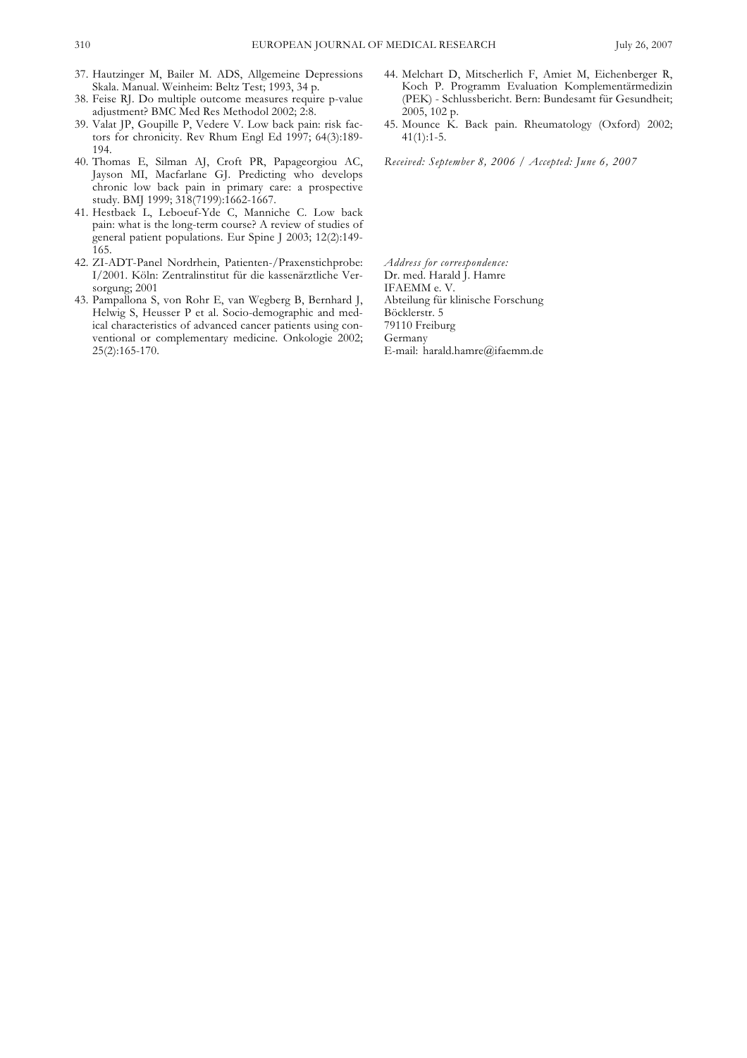37. Hautzinger M, Bailer M. ADS, Allgemeine Depressions Skala. Manual. Weinheim: Beltz Test; 1993, 34 p.
38. Feise RJ. Do multiple outcome measures require p-value adjustment? BMC Med Res Methodol 2002; 2:8.
39. Valat JP, Goupille P, Vedere V. Low back pain: risk factors for chronicity. Rev Rhum Engl Ed 1997; 64(3):189-194.
40. Thomas E, Silman AJ, Croft PR, Papageorgiou AC, Jayson MI, Macfarlane GJ. Predicting who develops chronic low back pain in primary care: a prospective study. BMJ 1999; 318(7199):1662-1667.
41. Hestbaek L, Leboeuf-Yde C, Manniche C. Low back pain: what is the long-term course? A review of studies of general patient populations. Eur Spine J 2003; 12(2):149-165.
42. ZI-ADT-Panel Nordrhein, Patienten-/Praxenstichprobe: I/2001. Köln: Zentralinstitut für die kassenärztliche Versorgung; 2001
43. Pampallona S, von Rohr E, van Wegberg B, Bernhard J, Helwig S, Heusser P et al. Socio-demographic and medical characteristics of advanced cancer patients using conventional or complementary medicine. Onkologie 2002; 25(2):165-170.
44. Melchart D, Mitscherlich F, Amiet M, Eichenberger R, Koch P. Programm Evaluation Komplementärmedizin (PEK) - Schlussbericht. Bern: Bundesamt für Gesundheit; 2005, 102 p.
45. Mounce K. Back pain. Rheumatology (Oxford) 2002; 41(1):1-5.

*Received: September 8, 2006 / Accepted: June 6, 2007*

*Address for correspondence:*
Dr. med. Harald J. Hamre
IFAEMM e. V.
Abteilung für klinische Forschung
Böcklerstr. 5
79110 Freiburg
Germany
E-mail: harald.hamre@ifaemm.de